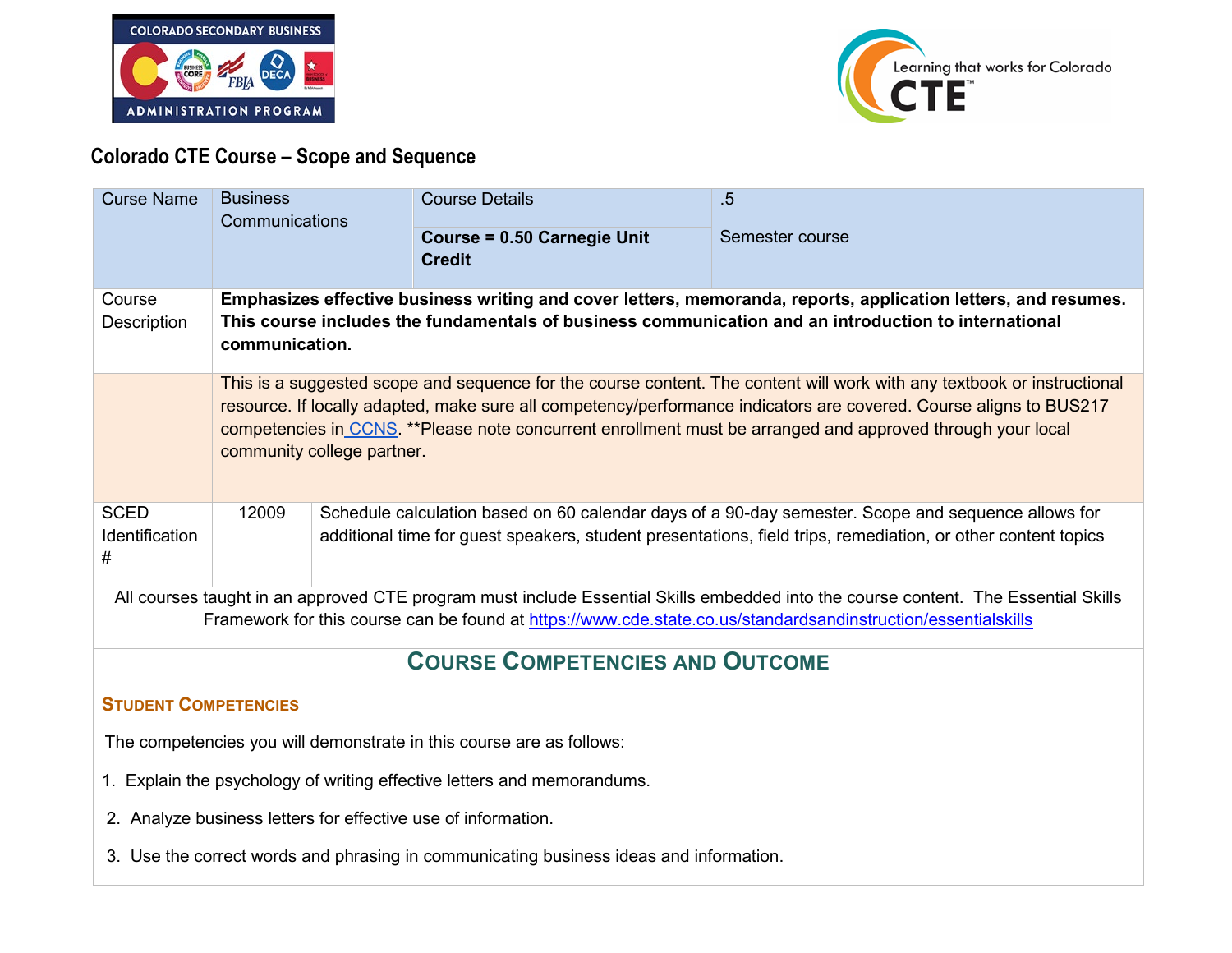# Colorado CTE Course – Scope and Sequence

| Curse Name | Business Communications | Course Details | .5 |
|---|---|---|---|
| | | **Course = 0.50 Carnegie Unit Credit** | Semester course |
| Course Description | **Emphasizes effective business writing and cover letters, memoranda, reports, application letters, and resumes. This course includes the fundamentals of business communication and an introduction to international communication.** | | |
| | This is a suggested scope and sequence for the course content. The content will work with any textbook or instructional resource. If locally adapted, make sure all competency/performance indicators are covered. Course aligns to BUS217 competencies in CCNS. **Please note concurrent enrollment must be arranged and approved through your local community college partner. | | |
| SCED Identification # | 12009 | Schedule calculation based on 60 calendar days of a 90-day semester. Scope and sequence allows for additional time for guest speakers, student presentations, field trips, remediation, or other content topics | |

All courses taught in an approved CTE program must include Essential Skills embedded into the course content. The Essential Skills Framework for this course can be found at https://www.cde.state.co.us/standardsandinstruction/essentialskills

## Course Competencies and Outcome

### Student Competencies

The competencies you will demonstrate in this course are as follows:

1. Explain the psychology of writing effective letters and memorandums.
2. Analyze business letters for effective use of information.
3. Use the correct words and phrasing in communicating business ideas and information.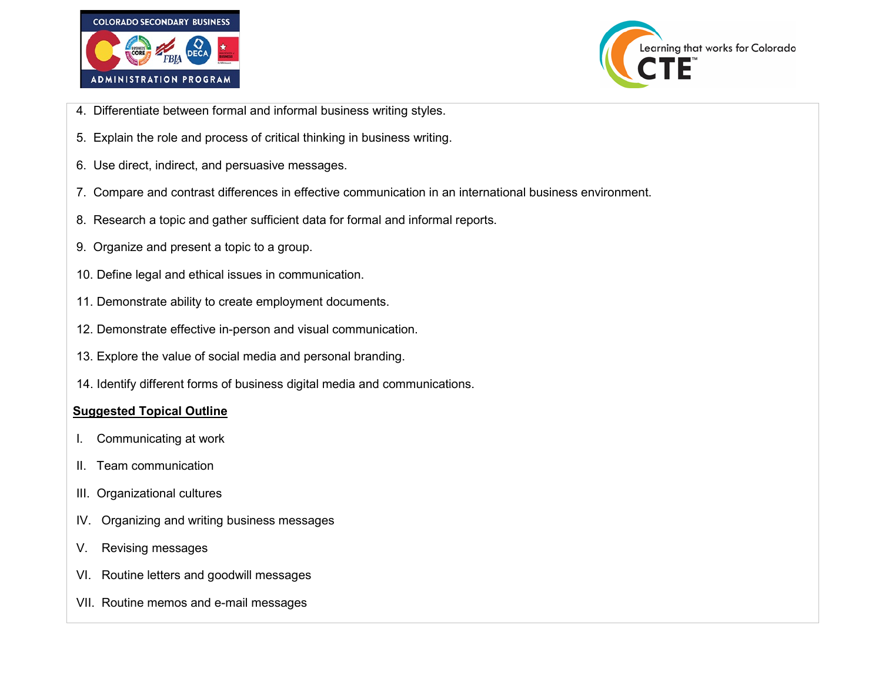4. Differentiate between formal and informal business writing styles.
5. Explain the role and process of critical thinking in business writing.
6. Use direct, indirect, and persuasive messages.
7. Compare and contrast differences in effective communication in an international business environment.
8. Research a topic and gather sufficient data for formal and informal reports.
9. Organize and present a topic to a group.
10. Define legal and ethical issues in communication.
11. Demonstrate ability to create employment documents.
12. Demonstrate effective in-person and visual communication.
13. Explore the value of social media and personal branding.
14. Identify different forms of business digital media and communications.

**Suggested Topical Outline**

I. Communicating at work

II. Team communication

III. Organizational cultures

IV. Organizing and writing business messages

V. Revising messages

VI. Routine letters and goodwill messages

VII. Routine memos and e-mail messages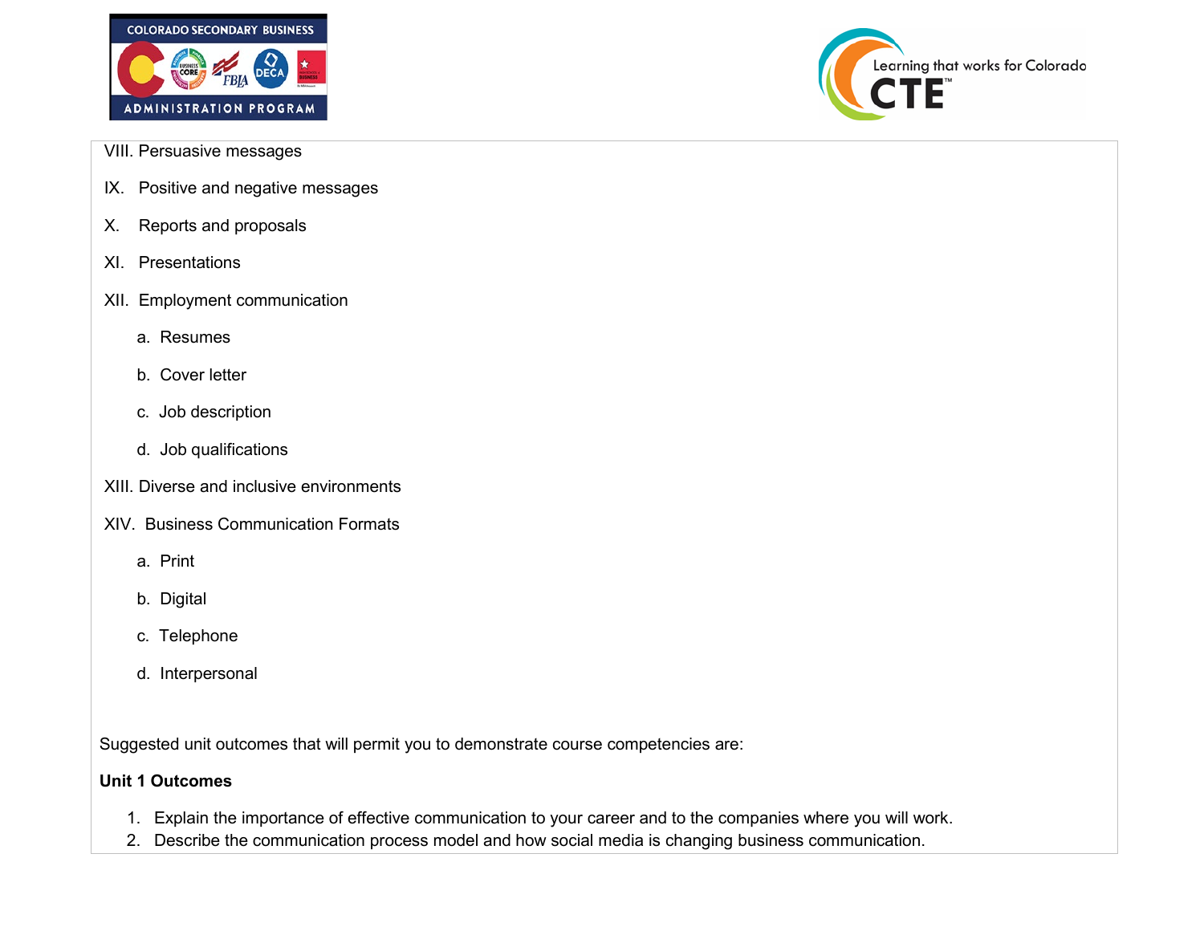VIII. Persuasive messages

IX. Positive and negative messages

X. Reports and proposals

XI. Presentations

XII. Employment communication

   a. Resumes

   b. Cover letter

   c. Job description

   d. Job qualifications

XIII. Diverse and inclusive environments

XIV. Business Communication Formats

   a. Print

   b. Digital

   c. Telephone

   d. Interpersonal

Suggested unit outcomes that will permit you to demonstrate course competencies are:

**Unit 1 Outcomes**

1. Explain the importance of effective communication to your career and to the companies where you will work.
2. Describe the communication process model and how social media is changing business communication.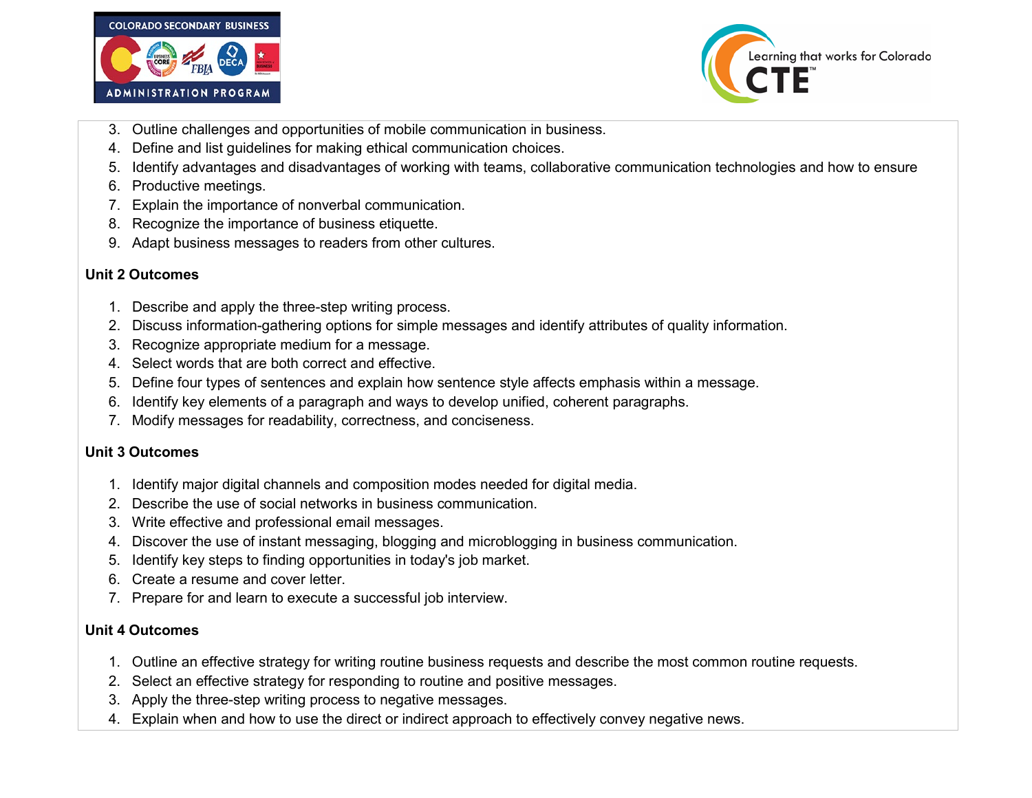3. Outline challenges and opportunities of mobile communication in business.
4. Define and list guidelines for making ethical communication choices.
5. Identify advantages and disadvantages of working with teams, collaborative communication technologies and how to ensure
6. Productive meetings.
7. Explain the importance of nonverbal communication.
8. Recognize the importance of business etiquette.
9. Adapt business messages to readers from other cultures.

**Unit 2 Outcomes**

1. Describe and apply the three-step writing process.
2. Discuss information-gathering options for simple messages and identify attributes of quality information.
3. Recognize appropriate medium for a message.
4. Select words that are both correct and effective.
5. Define four types of sentences and explain how sentence style affects emphasis within a message.
6. Identify key elements of a paragraph and ways to develop unified, coherent paragraphs.
7. Modify messages for readability, correctness, and conciseness.

**Unit 3 Outcomes**

1. Identify major digital channels and composition modes needed for digital media.
2. Describe the use of social networks in business communication.
3. Write effective and professional email messages.
4. Discover the use of instant messaging, blogging and microblogging in business communication.
5. Identify key steps to finding opportunities in today's job market.
6. Create a resume and cover letter.
7. Prepare for and learn to execute a successful job interview.

**Unit 4 Outcomes**

1. Outline an effective strategy for writing routine business requests and describe the most common routine requests.
2. Select an effective strategy for responding to routine and positive messages.
3. Apply the three-step writing process to negative messages.
4. Explain when and how to use the direct or indirect approach to effectively convey negative news.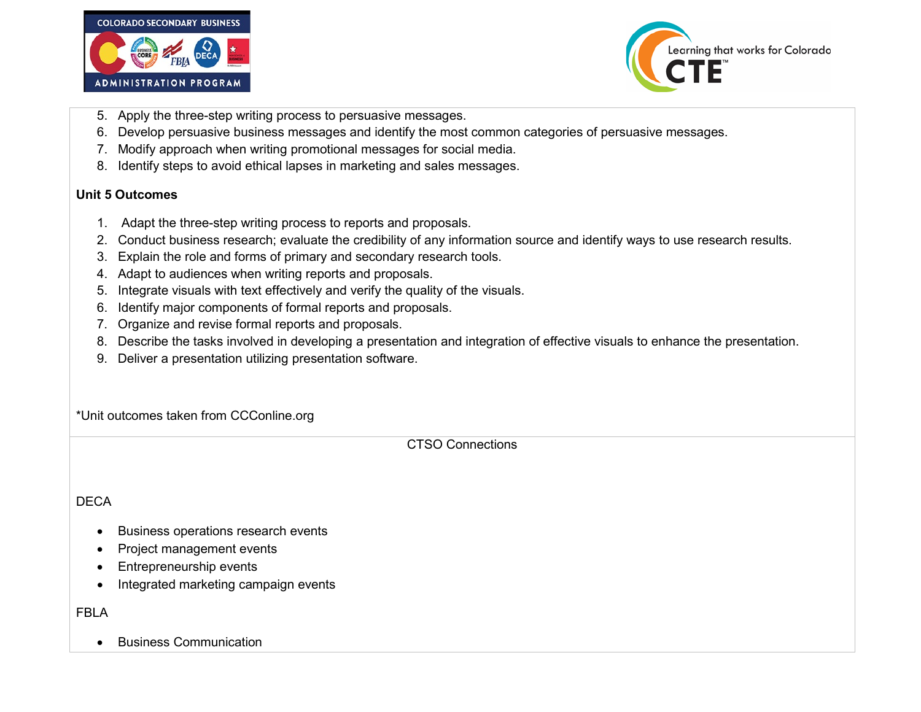5. Apply the three-step writing process to persuasive messages.
6. Develop persuasive business messages and identify the most common categories of persuasive messages.
7. Modify approach when writing promotional messages for social media.
8. Identify steps to avoid ethical lapses in marketing and sales messages.

**Unit 5 Outcomes**

1. Adapt the three-step writing process to reports and proposals.
2. Conduct business research; evaluate the credibility of any information source and identify ways to use research results.
3. Explain the role and forms of primary and secondary research tools.
4. Adapt to audiences when writing reports and proposals.
5. Integrate visuals with text effectively and verify the quality of the visuals.
6. Identify major components of formal reports and proposals.
7. Organize and revise formal reports and proposals.
8. Describe the tasks involved in developing a presentation and integration of effective visuals to enhance the presentation.
9. Deliver a presentation utilizing presentation software.

*Unit outcomes taken from CCConline.org

CTSO Connections

DECA

- Business operations research events
- Project management events
- Entrepreneurship events
- Integrated marketing campaign events

FBLA

- Business Communication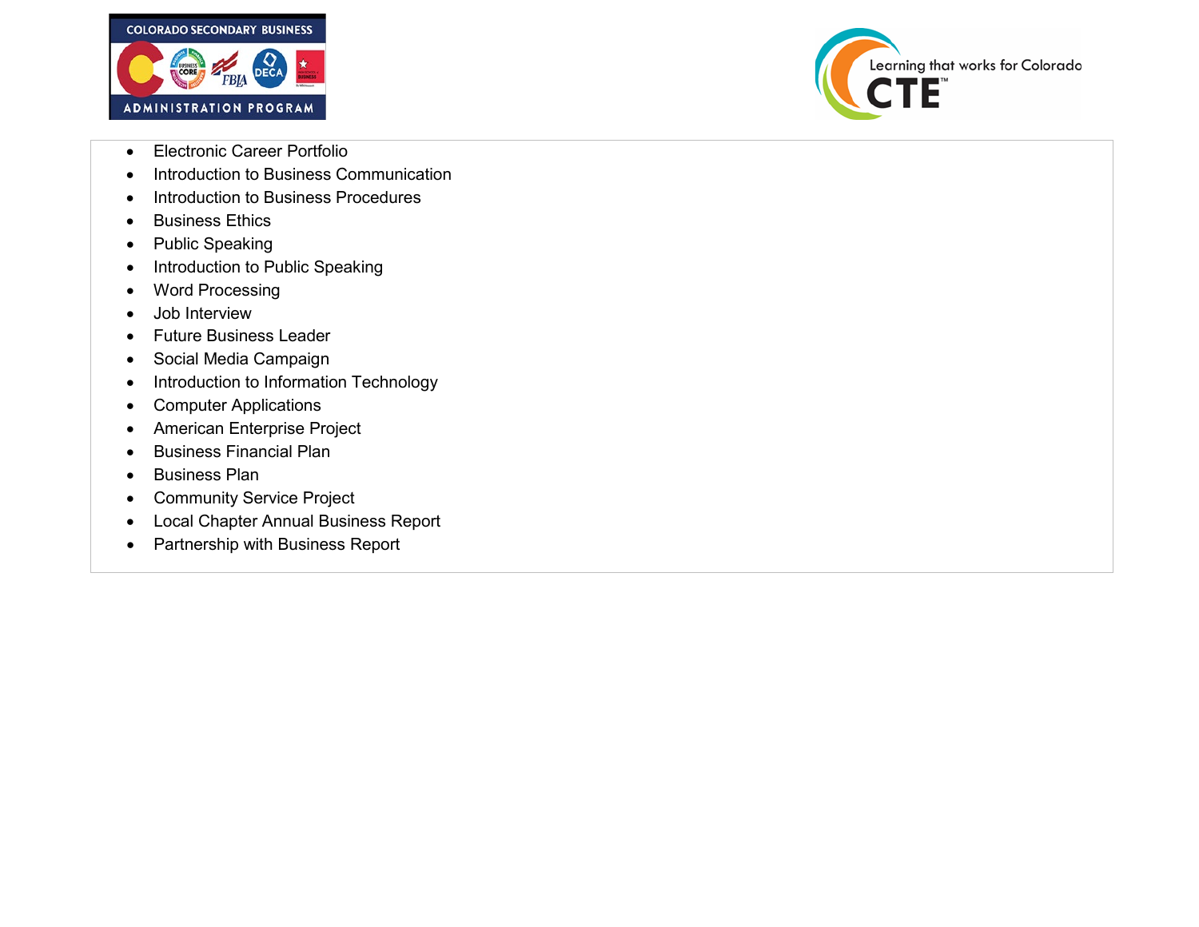- Electronic Career Portfolio
- Introduction to Business Communication
- Introduction to Business Procedures
- Business Ethics
- Public Speaking
- Introduction to Public Speaking
- Word Processing
- Job Interview
- Future Business Leader
- Social Media Campaign
- Introduction to Information Technology
- Computer Applications
- American Enterprise Project
- Business Financial Plan
- Business Plan
- Community Service Project
- Local Chapter Annual Business Report
- Partnership with Business Report